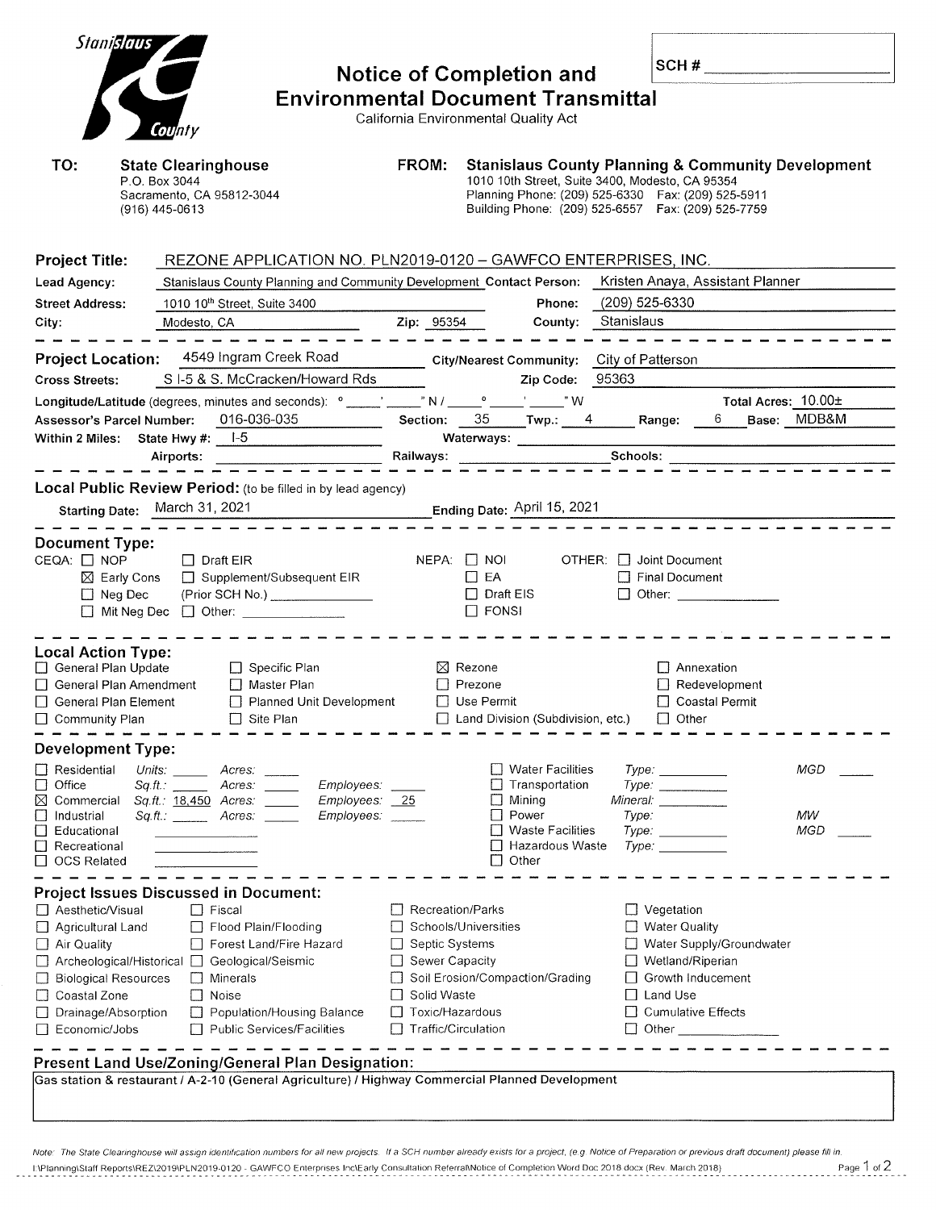Stanislaus County

# Notice of Completion and Environmental Document Transmittal

California Environmental Quality Act

SCH # ____________

**TO:** **State Clearinghouse**
P.O. Box 3044
Sacramento, CA 95812-3044
(916) 445-0613

**FROM:** **Stanislaus County Planning & Community Development**
1010 10th Street, Suite 3400, Modesto, CA 95354
Planning Phone: (209) 525-6330 Fax: (209) 525-5911
Building Phone: (209) 525-6557 Fax: (209) 525-7759

**Project Title:** REZONE APPLICATION NO. PLN2019-0120 – GAWFCO ENTERPRISES, INC.

**Lead Agency:** Stanislaus County Planning and Community Development **Contact Person:** Kristen Anaya, Assistant Planner

**Street Address:** 1010 10th Street, Suite 3400 **Phone:** (209) 525-6330

**City:** Modesto, CA **Zip:** 95354 **County:** Stanislaus

---

**Project Location:** 4549 Ingram Creek Road **City/Nearest Community:** City of Patterson

**Cross Streets:** S I-5 & S. McCracken/Howard Rds **Zip Code:** 95363

**Longitude/Latitude** (degrees, minutes and seconds): ___° ___' ___" N / ___° ___' ___" W **Total Acres:** 10.00±

**Assessor's Parcel Number:** 016-036-035 **Section:** 35 **Twp.:** 4 **Range:** 6 **Base:** MDB&M

**Within 2 Miles:** State Hwy #: I-5 **Waterways:** ____________

**Airports:** ____________ **Railways:** ____________ **Schools:** ____________

---

**Local Public Review Period:** (to be filled in by lead agency)

**Starting Date:** March 31, 2021 **Ending Date:** April 15, 2021

---

**Document Type:**

CEQA:
- ☐ NOP
- ☒ Early Cons
- ☐ Neg Dec
- ☐ Mit Neg Dec
- ☐ Draft EIR
- ☐ Supplement/Subsequent EIR (Prior SCH No.) ____________
- ☐ Other: ____________

NEPA:
- ☐ NOI
- ☐ EA
- ☐ Draft EIS
- ☐ FONSI

OTHER:
- ☐ Joint Document
- ☐ Final Document
- ☐ Other: ____________

---

**Local Action Type:**

- ☐ General Plan Update
- ☐ General Plan Amendment
- ☐ General Plan Element
- ☐ Community Plan
- ☐ Specific Plan
- ☐ Master Plan
- ☐ Planned Unit Development
- ☐ Site Plan
- ☒ Rezone
- ☐ Prezone
- ☐ Use Permit
- ☐ Land Division (Subdivision, etc.)
- ☐ Annexation
- ☐ Redevelopment
- ☐ Coastal Permit
- ☐ Other

---

**Development Type:**

- ☐ Residential *Units:* ____ *Acres:* ____
- ☐ Office *Sq.ft.:* ____ *Acres:* ____ *Employees:* ____
- ☒ Commercial *Sq.ft.:* 18,450 *Acres:* ____ *Employees:* 25
- ☐ Industrial *Sq.ft.:* ____ *Acres:* ____ *Employees:* ____
- ☐ Educational ____
- ☐ Recreational ____
- ☐ OCS Related ____
- ☐ Water Facilities *Type:* ____ *MGD* ____
- ☐ Transportation *Type:* ____
- ☐ Mining *Mineral:* ____
- ☐ Power *Type:* ____ *MW*
- ☐ Waste Facilities *Type:* ____ *MGD* ____
- ☐ Hazardous Waste *Type:* ____
- ☐ Other

---

**Project Issues Discussed in Document:**

- ☐ Aesthetic/Visual
- ☐ Agricultural Land
- ☐ Air Quality
- ☐ Archeological/Historical
- ☐ Biological Resources
- ☐ Coastal Zone
- ☐ Drainage/Absorption
- ☐ Economic/Jobs
- ☐ Fiscal
- ☐ Flood Plain/Flooding
- ☐ Forest Land/Fire Hazard
- ☐ Geological/Seismic
- ☐ Minerals
- ☐ Noise
- ☐ Population/Housing Balance
- ☐ Public Services/Facilities
- ☐ Recreation/Parks
- ☐ Schools/Universities
- ☐ Septic Systems
- ☐ Sewer Capacity
- ☐ Soil Erosion/Compaction/Grading
- ☐ Solid Waste
- ☐ Toxic/Hazardous
- ☐ Traffic/Circulation
- ☐ Vegetation
- ☐ Water Quality
- ☐ Water Supply/Groundwater
- ☐ Wetland/Riperian
- ☐ Growth Inducement
- ☐ Land Use
- ☐ Cumulative Effects
- ☐ Other ____________

---

**Present Land Use/Zoning/General Plan Designation:**

Gas station & restaurant / A-2-10 (General Agriculture) / Highway Commercial Planned Development

*Note: The State Clearinghouse will assign identification numbers for all new projects. If a SCH number already exists for a project, (e.g. Notice of Preparation or previous draft document) please fill in.*

I:\Planning\Staff Reports\REZ\2019\PLN2019-0120 - GAWFCO Enterprises Inc\Early Consultation Referral\Notice of Completion Word Doc 2018.docx (Rev. March 2018)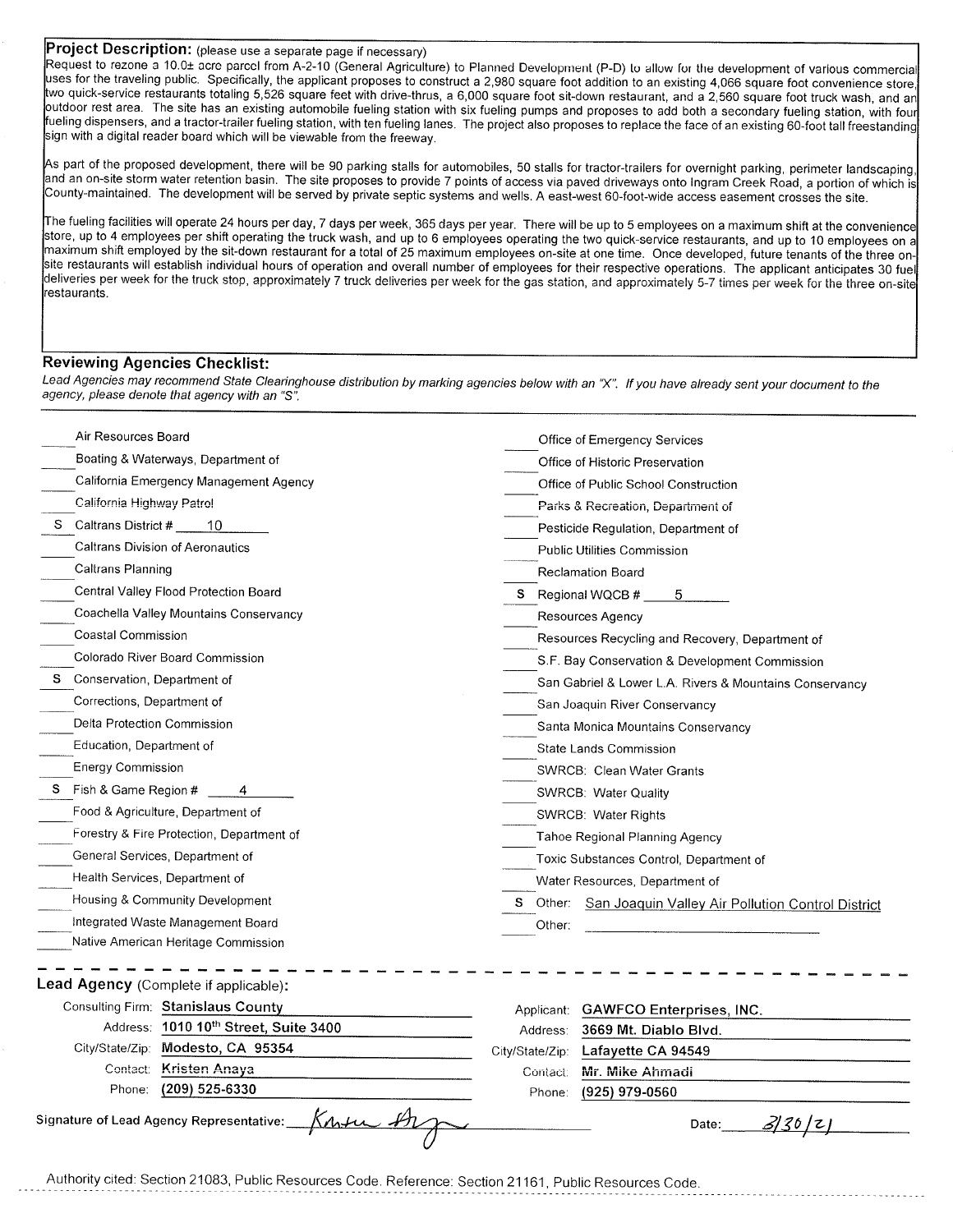**Project Description:** (please use a separate page if necessary)

Request to rezone a 10.0± acre parcel from A-2-10 (General Agriculture) to Planned Development (P-D) to allow for the development of various commercial uses for the traveling public. Specifically, the applicant proposes to construct a 2,980 square foot addition to an existing 4,066 square foot convenience store, two quick-service restaurants totaling 5,526 square feet with drive-thrus, a 6,000 square foot sit-down restaurant, and a 2,560 square foot truck wash, and an outdoor rest area. The site has an existing automobile fueling station with six fueling pumps and proposes to add both a secondary fueling station, with four fueling dispensers, and a tractor-trailer fueling station, with ten fueling lanes. The project also proposes to replace the face of an existing 60-foot tall freestanding sign with a digital reader board which will be viewable from the freeway.

As part of the proposed development, there will be 90 parking stalls for automobiles, 50 stalls for tractor-trailers for overnight parking, perimeter landscaping, and an on-site storm water retention basin. The site proposes to provide 7 points of access via paved driveways onto Ingram Creek Road, a portion of which is County-maintained. The development will be served by private septic systems and wells. A east-west 60-foot-wide access easement crosses the site.

The fueling facilities will operate 24 hours per day, 7 days per week, 365 days per year. There will be up to 5 employees on a maximum shift at the convenience store, up to 4 employees per shift operating the truck wash, and up to 6 employees operating the two quick-service restaurants, and up to 10 employees on a maximum shift employed by the sit-down restaurant for a total of 25 maximum employees on-site at one time. Once developed, future tenants of the three on-site restaurants will establish individual hours of operation and overall number of employees for their respective operations. The applicant anticipates 30 fuel deliveries per week for the truck stop, approximately 7 truck deliveries per week for the gas station, and approximately 5-7 times per week for the three on-site restaurants.

## Reviewing Agencies Checklist:

*Lead Agencies may recommend State Clearinghouse distribution by marking agencies below with an "X". If you have already sent your document to the agency, please denote that agency with an "S".*

| | | | |
|---|---|---|---|
| | Air Resources Board | | Office of Emergency Services |
| | Boating & Waterways, Department of | | Office of Historic Preservation |
| | California Emergency Management Agency | | Office of Public School Construction |
| | California Highway Patrol | | Parks & Recreation, Department of |
| S | Caltrans District # 10 | | Pesticide Regulation, Department of |
| | Caltrans Division of Aeronautics | | Public Utilities Commission |
| | Caltrans Planning | | Reclamation Board |
| | Central Valley Flood Protection Board | S | Regional WQCB # 5 |
| | Coachella Valley Mountains Conservancy | | Resources Agency |
| | Coastal Commission | | Resources Recycling and Recovery, Department of |
| | Colorado River Board Commission | | S.F. Bay Conservation & Development Commission |
| S | Conservation, Department of | | San Gabriel & Lower L.A. Rivers & Mountains Conservancy |
| | Corrections, Department of | | San Joaquin River Conservancy |
| | Delta Protection Commission | | Santa Monica Mountains Conservancy |
| | Education, Department of | | State Lands Commission |
| | Energy Commission | | SWRCB: Clean Water Grants |
| S | Fish & Game Region # 4 | | SWRCB: Water Quality |
| | Food & Agriculture, Department of | | SWRCB: Water Rights |
| | Forestry & Fire Protection, Department of | | Tahoe Regional Planning Agency |
| | General Services, Department of | | Toxic Substances Control, Department of |
| | Health Services, Department of | | Water Resources, Department of |
| | Housing & Community Development | S | Other: San Joaquin Valley Air Pollution Control District |
| | Integrated Waste Management Board | | Other: |
| | Native American Heritage Commission | | |

**Lead Agency** (Complete if applicable):

| | | | |
|---|---|---|---|
| Consulting Firm: | **Stanislaus County** | Applicant: | **GAWFCO Enterprises, INC.** |
| Address: | **1010 10th Street, Suite 3400** | Address: | **3669 Mt. Diablo Blvd.** |
| City/State/Zip: | **Modesto, CA 95354** | City/State/Zip: | **Lafayette CA 94549** |
| Contact: | **Kristen Anaya** | Contact: | **Mr. Mike Ahmadi** |
| Phone: | **(209) 525-6330** | Phone: | **(925) 979-0560** |

Signature of Lead Agency Representative: Kristen Anaya Date: 3/30/21

Authority cited: Section 21083, Public Resources Code. Reference: Section 21161, Public Resources Code.